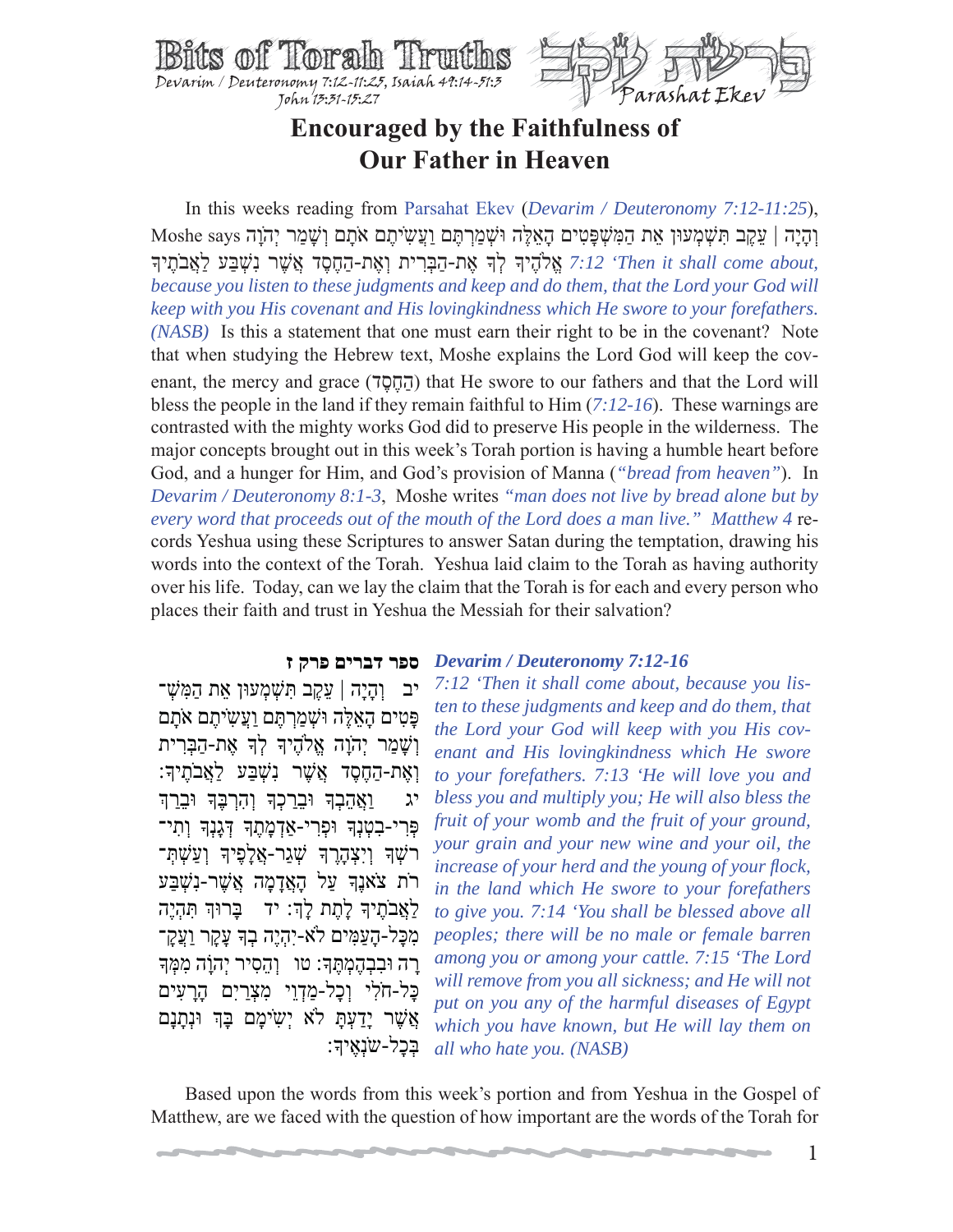Bits of Torah Truths

Devarim / Deuteronomy 7:12-11:25, Isaiah 49:14-51:3
John 13:31-15:27

פרשת עקב
Parashat Ekev

# Encouraged by the Faithfulness of Our Father in Heaven

In this weeks reading from Parsahat Ekev (*Devarim / Deuteronomy 7:12-11:25*), Moshe says וְהָיָה | עֵקֶב תִּשְׁמְעוּן אֵת הַמִּשְׁפָּטִים הָאֵלֶּה וּשְׁמַרְתֶּם וַעֲשִׂיתֶם אֹתָם וְשָׁמַר יְהֹוָה אֱלֹהֶיךָ לְךָ אֶת-הַבְּרִית וְאֶת-הַחֶסֶד אֲשֶׁר נִשְׁבַּע לַאֲבֹתֶיךָ *7:12 'Then it shall come about, because you listen to these judgments and keep and do them, that the Lord your God will keep with you His covenant and His lovingkindness which He swore to your forefathers. (NASB)* Is this a statement that one must earn their right to be in the covenant? Note that when studying the Hebrew text, Moshe explains the Lord God will keep the covenant, the mercy and grace (הַחֶסֶד) that He swore to our fathers and that the Lord will bless the people in the land if they remain faithful to Him (*7:12-16*). These warnings are contrasted with the mighty works God did to preserve His people in the wilderness. The major concepts brought out in this week's Torah portion is having a humble heart before God, and a hunger for Him, and God's provision of Manna (*"bread from heaven"*). In *Devarim / Deuteronomy 8:1-3*, Moshe writes *"man does not live by bread alone but by every word that proceeds out of the mouth of the Lord does a man live." Matthew 4* records Yeshua using these Scriptures to answer Satan during the temptation, drawing his words into the context of the Torah. Yeshua laid claim to the Torah as having authority over his life. Today, can we lay the claim that the Torah is for each and every person who places their faith and trust in Yeshua the Messiah for their salvation?

**ספר דברים פרק ז**

יב וְהָיָה | עֵקֶב תִּשְׁמְעוּן אֵת הַמִּשְׁפָּטִים הָאֵלֶּה וּשְׁמַרְתֶּם וַעֲשִׂיתֶם אֹתָם וְשָׁמַר יְהֹוָה אֱלֹהֶיךָ לְךָ אֶת-הַבְּרִית וְאֶת-הַחֶסֶד אֲשֶׁר נִשְׁבַּע לַאֲבֹתֶיךָ: יג וַאֲהֵבְךָ וּבֵרַכְךָ וְהִרְבֶּךָ וּבֵרַךְ פְּרִי-בִטְנְךָ וּפְרִי-אַדְמָתֶךָ דְּגָנְךָ וְתִירֹשְׁךָ וְיִצְהָרֶךָ שְׁגַר-אֲלָפֶיךָ וְעַשְׁתְּרֹת צֹאנֶךָ עַל הָאֲדָמָה אֲשֶׁר-נִשְׁבַּע לַאֲבֹתֶיךָ לָתֶת לָךְ: יד בָּרוּךְ תִּהְיֶה מִכָּל-הָעַמִּים לֹא-יִהְיֶה בְךָ עָקָר וַעֲקָרָה וּבִבְהֶמְתֶּךָ: טו וְהֵסִיר יְהֹוָה מִמְּךָ כָּל-חֹלִי וְכָל-מַדְוֵי מִצְרַיִם הָרָעִים אֲשֶׁר יָדַעְתָּ לֹא יְשִׂימָם בָּךְ וּנְתָנָם בְּכָל-שֹׂנְאֶיךָ:

***Devarim / Deuteronomy 7:12-16***

*7:12 'Then it shall come about, because you listen to these judgments and keep and do them, that the Lord your God will keep with you His covenant and His lovingkindness which He swore to your forefathers. 7:13 'He will love you and bless you and multiply you; He will also bless the fruit of your womb and the fruit of your ground, your grain and your new wine and your oil, the increase of your herd and the young of your flock, in the land which He swore to your forefathers to give you. 7:14 'You shall be blessed above all peoples; there will be no male or female barren among you or among your cattle. 7:15 'The Lord will remove from you all sickness; and He will not put on you any of the harmful diseases of Egypt which you have known, but He will lay them on all who hate you. (NASB)*

Based upon the words from this week's portion and from Yeshua in the Gospel of Matthew, are we faced with the question of how important are the words of the Torah for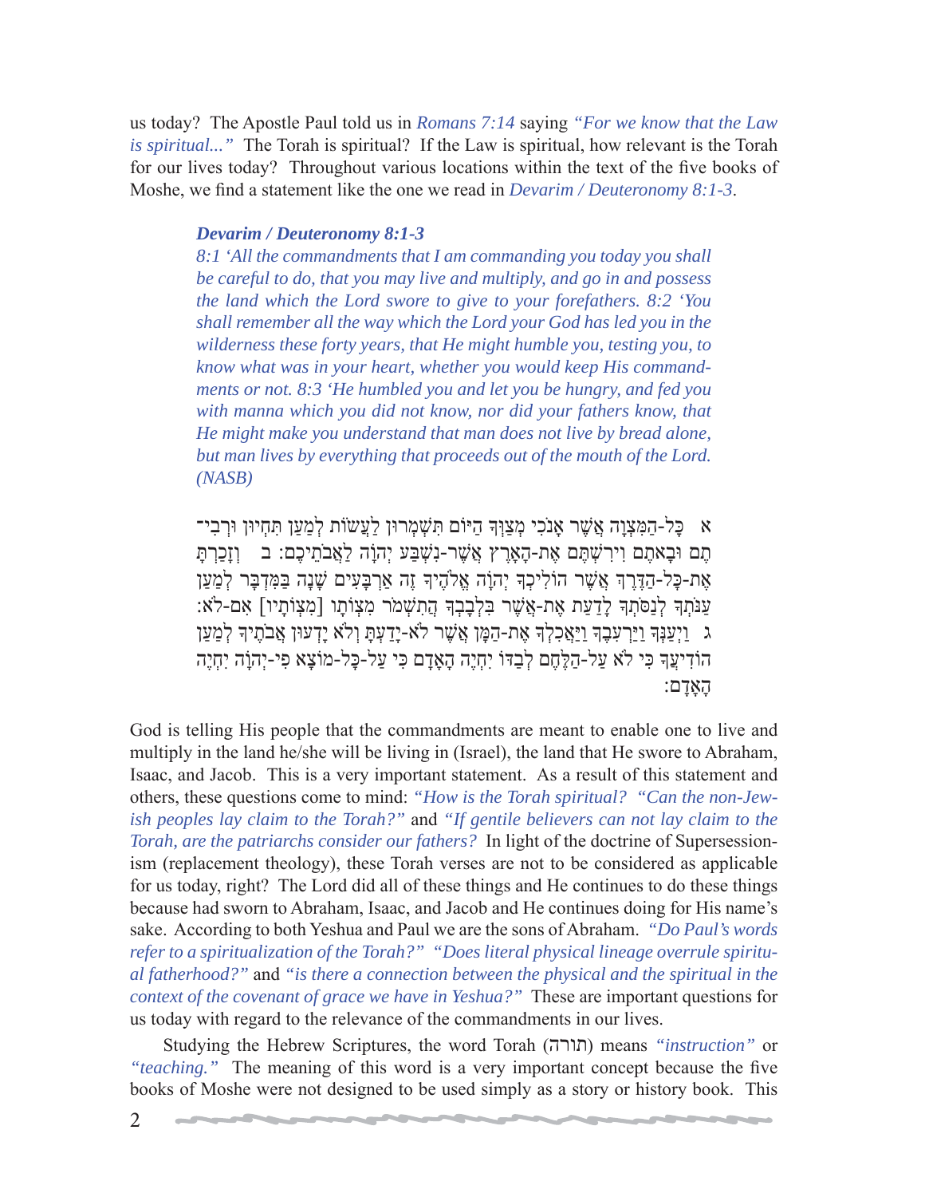us today? The Apostle Paul told us in *Romans 7:14* saying *"For we know that the Law is spiritual..."* The Torah is spiritual? If the Law is spiritual, how relevant is the Torah for our lives today? Throughout various locations within the text of the five books of Moshe, we find a statement like the one we read in *Devarim / Deuteronomy 8:1-3*.

> ***Devarim / Deuteronomy 8:1-3***
> *8:1 'All the commandments that I am commanding you today you shall be careful to do, that you may live and multiply, and go in and possess the land which the Lord swore to give to your forefathers. 8:2 'You shall remember all the way which the Lord your God has led you in the wilderness these forty years, that He might humble you, testing you, to know what was in your heart, whether you would keep His commandments or not. 8:3 'He humbled you and let you be hungry, and fed you with manna which you did not know, nor did your fathers know, that He might make you understand that man does not live by bread alone, but man lives by everything that proceeds out of the mouth of the Lord. (NASB)*
>
> א כָּל-הַמִּצְוָה אֲשֶׁר אָנֹכִי מְצַוְּךָ הַיּוֹם תִּשְׁמְרוּן לַעֲשׂוֹת לְמַעַן תִּחְיוּן וּרְבִיתֶם וּבָאתֶם וִירִשְׁתֶּם אֶת-הָאָרֶץ אֲשֶׁר-נִשְׁבַּע יְהוָה לַאֲבֹתֵיכֶם: ב וְזָכַרְתָּ אֶת-כָּל-הַדֶּרֶךְ אֲשֶׁר הוֹלִיכְךָ יְהוָה אֱלֹהֶיךָ זֶה אַרְבָּעִים שָׁנָה בַּמִּדְבָּר לְמַעַן עַנֹּתְךָ לְנַסֹּתְךָ לָדַעַת אֶת-אֲשֶׁר בִּלְבָבְךָ הֲתִשְׁמֹר מִצְוֹתָו [מִצְוֹתָיו] אִם-לֹא: ג וַיְעַנְּךָ וַיַּרְעִבֶךָ וַיַּאֲכִלְךָ אֶת-הַמָּן אֲשֶׁר לֹא-יָדַעְתָּ וְלֹא יָדְעוּן אֲבֹתֶיךָ לְמַעַן הוֹדִיעֲךָ כִּי לֹא עַל-הַלֶּחֶם לְבַדּוֹ יִחְיֶה הָאָדָם כִּי עַל-כָּל-מוֹצָא פִי-יְהוָה יִחְיֶה הָאָדָם:

God is telling His people that the commandments are meant to enable one to live and multiply in the land he/she will be living in (Israel), the land that He swore to Abraham, Isaac, and Jacob. This is a very important statement. As a result of this statement and others, these questions come to mind: *"How is the Torah spiritual? "Can the non-Jewish peoples lay claim to the Torah?"* and *"If gentile believers can not lay claim to the Torah, are the patriarchs consider our fathers?* In light of the doctrine of Supersessionism (replacement theology), these Torah verses are not to be considered as applicable for us today, right? The Lord did all of these things and He continues to do these things because had sworn to Abraham, Isaac, and Jacob and He continues doing for His name's sake. According to both Yeshua and Paul we are the sons of Abraham. *"Do Paul's words refer to a spiritualization of the Torah?" "Does literal physical lineage overrule spiritual fatherhood?"* and *"is there a connection between the physical and the spiritual in the context of the covenant of grace we have in Yeshua?"* These are important questions for us today with regard to the relevance of the commandments in our lives.

Studying the Hebrew Scriptures, the word Torah (תורה) means *"instruction"* or *"teaching."* The meaning of this word is a very important concept because the five books of Moshe were not designed to be used simply as a story or history book. This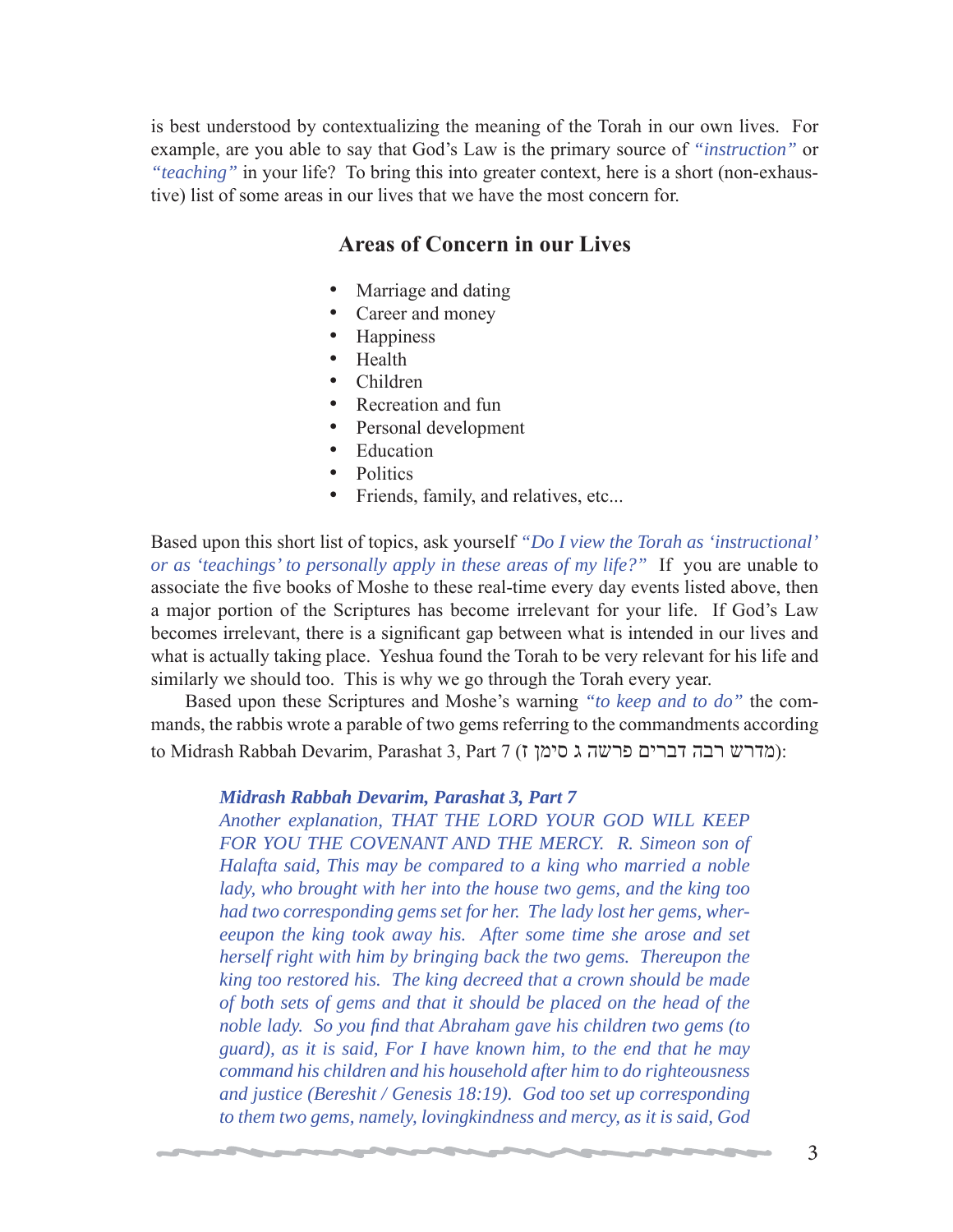is best understood by contextualizing the meaning of the Torah in our own lives. For example, are you able to say that God's Law is the primary source of *"instruction"* or *"teaching"* in your life? To bring this into greater context, here is a short (non-exhaustive) list of some areas in our lives that we have the most concern for.

## Areas of Concern in our Lives

- Marriage and dating
- Career and money
- Happiness
- Health
- Children
- Recreation and fun
- Personal development
- Education
- Politics
- Friends, family, and relatives, etc...

Based upon this short list of topics, ask yourself *"Do I view the Torah as 'instructional' or as 'teachings' to personally apply in these areas of my life?"* If you are unable to associate the five books of Moshe to these real-time every day events listed above, then a major portion of the Scriptures has become irrelevant for your life. If God's Law becomes irrelevant, there is a significant gap between what is intended in our lives and what is actually taking place. Yeshua found the Torah to be very relevant for his life and similarly we should too. This is why we go through the Torah every year.

Based upon these Scriptures and Moshe's warning *"to keep and to do"* the commands, the rabbis wrote a parable of two gems referring to the commandments according to Midrash Rabbah Devarim, Parashat 3, Part 7 (מדרש רבה דברים פרשה ג סימן ז):

> ***Midrash Rabbah Devarim, Parashat 3, Part 7***
> *Another explanation, THAT THE LORD YOUR GOD WILL KEEP FOR YOU THE COVENANT AND THE MERCY. R. Simeon son of Halafta said, This may be compared to a king who married a noble lady, who brought with her into the house two gems, and the king too had two corresponding gems set for her. The lady lost her gems, whereeupon the king took away his. After some time she arose and set herself right with him by bringing back the two gems. Thereupon the king too restored his. The king decreed that a crown should be made of both sets of gems and that it should be placed on the head of the noble lady. So you find that Abraham gave his children two gems (to guard), as it is said, For I have known him, to the end that he may command his children and his household after him to do righteousness and justice (Bereshit / Genesis 18:19). God too set up corresponding to them two gems, namely, lovingkindness and mercy, as it is said, God*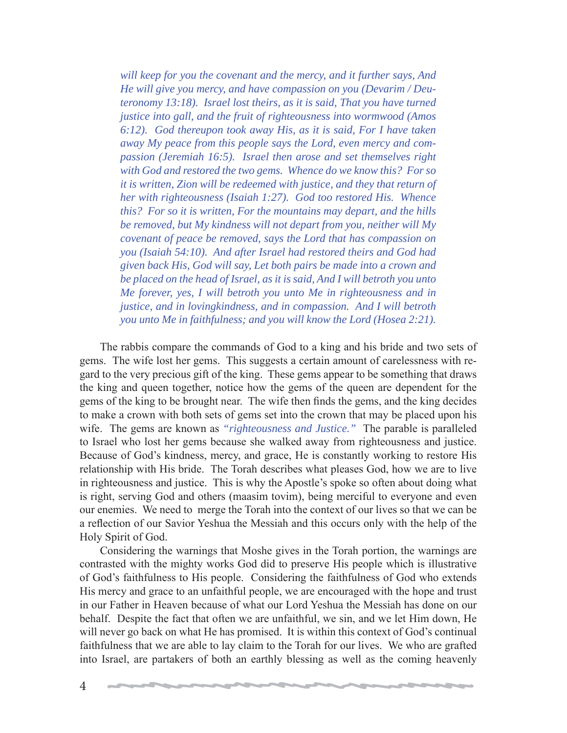*will keep for you the covenant and the mercy, and it further says, And He will give you mercy, and have compassion on you (Devarim / Deuteronomy 13:18). Israel lost theirs, as it is said, That you have turned justice into gall, and the fruit of righteousness into wormwood (Amos 6:12). God thereupon took away His, as it is said, For I have taken away My peace from this people says the Lord, even mercy and compassion (Jeremiah 16:5). Israel then arose and set themselves right with God and restored the two gems. Whence do we know this? For so it is written, Zion will be redeemed with justice, and they that return of her with righteousness (Isaiah 1:27). God too restored His. Whence this? For so it is written, For the mountains may depart, and the hills be removed, but My kindness will not depart from you, neither will My covenant of peace be removed, says the Lord that has compassion on you (Isaiah 54:10). And after Israel had restored theirs and God had given back His, God will say, Let both pairs be made into a crown and be placed on the head of Israel, as it is said, And I will betroth you unto Me forever, yes, I will betroth you unto Me in righteousness and in justice, and in lovingkindness, and in compassion. And I will betroth you unto Me in faithfulness; and you will know the Lord (Hosea 2:21).*

The rabbis compare the commands of God to a king and his bride and two sets of gems. The wife lost her gems. This suggests a certain amount of carelessness with regard to the very precious gift of the king. These gems appear to be something that draws the king and queen together, notice how the gems of the queen are dependent for the gems of the king to be brought near. The wife then finds the gems, and the king decides to make a crown with both sets of gems set into the crown that may be placed upon his wife. The gems are known as *"righteousness and Justice."* The parable is paralleled to Israel who lost her gems because she walked away from righteousness and justice. Because of God's kindness, mercy, and grace, He is constantly working to restore His relationship with His bride. The Torah describes what pleases God, how we are to live in righteousness and justice. This is why the Apostle's spoke so often about doing what is right, serving God and others (maasim tovim), being merciful to everyone and even our enemies. We need to merge the Torah into the context of our lives so that we can be a reflection of our Savior Yeshua the Messiah and this occurs only with the help of the Holy Spirit of God.

Considering the warnings that Moshe gives in the Torah portion, the warnings are contrasted with the mighty works God did to preserve His people which is illustrative of God's faithfulness to His people. Considering the faithfulness of God who extends His mercy and grace to an unfaithful people, we are encouraged with the hope and trust in our Father in Heaven because of what our Lord Yeshua the Messiah has done on our behalf. Despite the fact that often we are unfaithful, we sin, and we let Him down, He will never go back on what He has promised. It is within this context of God's continual faithfulness that we are able to lay claim to the Torah for our lives. We who are grafted into Israel, are partakers of both an earthly blessing as well as the coming heavenly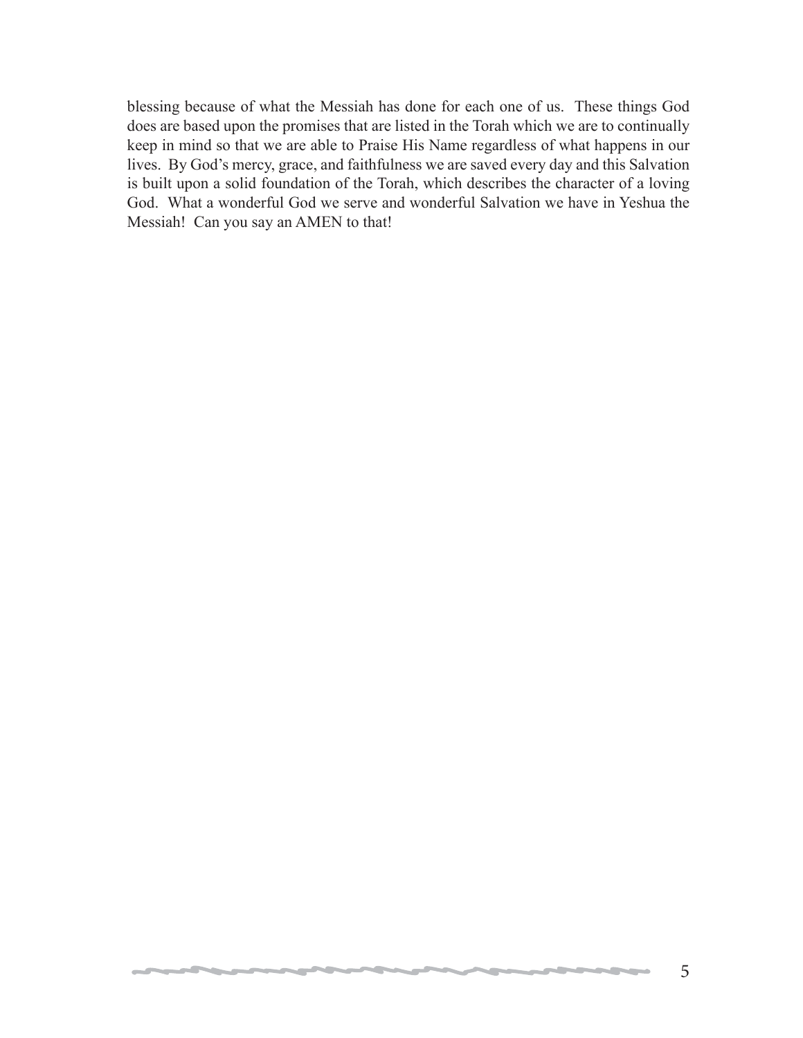blessing because of what the Messiah has done for each one of us. These things God does are based upon the promises that are listed in the Torah which we are to continually keep in mind so that we are able to Praise His Name regardless of what happens in our lives. By God's mercy, grace, and faithfulness we are saved every day and this Salvation is built upon a solid foundation of the Torah, which describes the character of a loving God. What a wonderful God we serve and wonderful Salvation we have in Yeshua the Messiah! Can you say an AMEN to that!